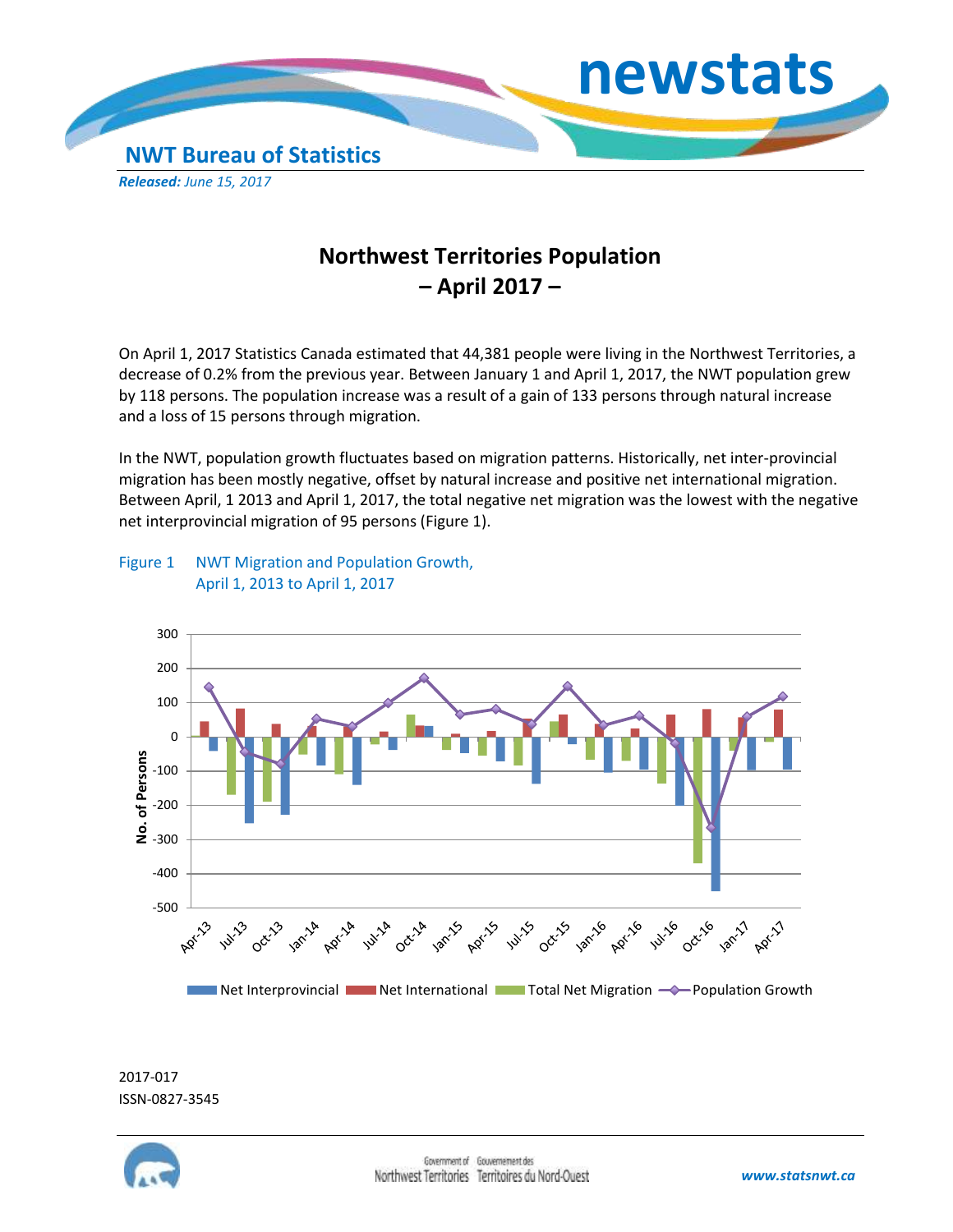**NWT Bureau of Statistics**

***Released:*** *June 15, 2017*

# Northwest Territories Population – April 2017 –

On April 1, 2017 Statistics Canada estimated that 44,381 people were living in the Northwest Territories, a decrease of 0.2% from the previous year. Between January 1 and April 1, 2017, the NWT population grew by 118 persons. The population increase was a result of a gain of 133 persons through natural increase and a loss of 15 persons through migration.

In the NWT, population growth fluctuates based on migration patterns. Historically, net inter-provincial migration has been mostly negative, offset by natural increase and positive net international migration. Between April, 1 2013 and April 1, 2017, the total negative net migration was the lowest with the negative net interprovincial migration of 95 persons (Figure 1).

Figure 1 NWT Migration and Population Growth, April 1, 2013 to April 1, 2017

2017-017

ISSN-0827-3545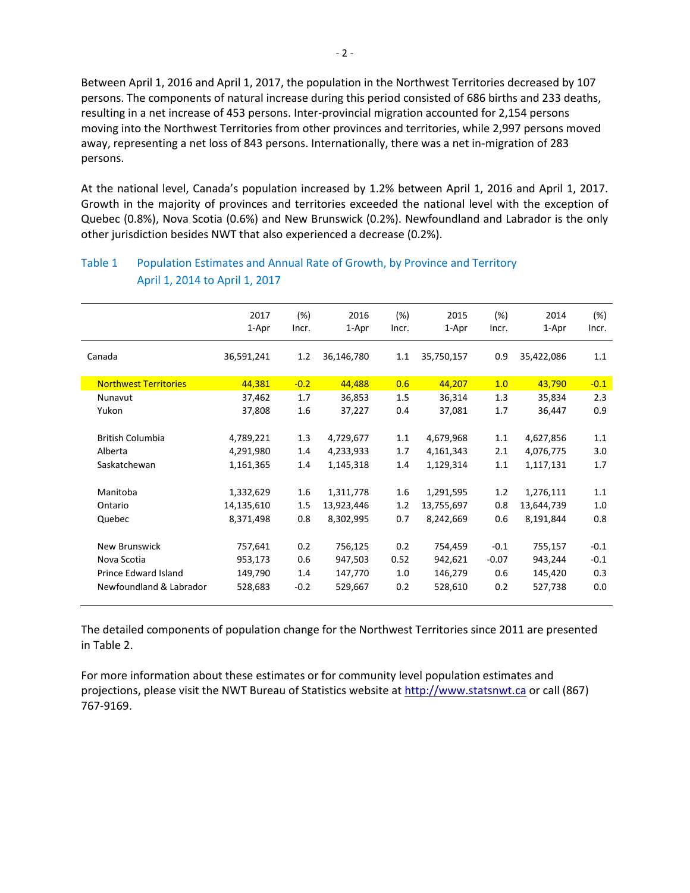Between April 1, 2016 and April 1, 2017, the population in the Northwest Territories decreased by 107 persons. The components of natural increase during this period consisted of 686 births and 233 deaths, resulting in a net increase of 453 persons. Inter-provincial migration accounted for 2,154 persons moving into the Northwest Territories from other provinces and territories, while 2,997 persons moved away, representing a net loss of 843 persons. Internationally, there was a net in-migration of 283 persons.

At the national level, Canada's population increased by 1.2% between April 1, 2016 and April 1, 2017. Growth in the majority of provinces and territories exceeded the national level with the exception of Quebec (0.8%), Nova Scotia (0.6%) and New Brunswick (0.2%). Newfoundland and Labrador is the only other jurisdiction besides NWT that also experienced a decrease (0.2%).

### Table 1 Population Estimates and Annual Rate of Growth, by Province and Territory April 1, 2014 to April 1, 2017

| | 2017 1-Apr | (%) Incr. | 2016 1-Apr | (%) Incr. | 2015 1-Apr | (%) Incr. | 2014 1-Apr | (%) Incr. |
|---|---|---|---|---|---|---|---|---|
| Canada | 36,591,241 | 1.2 | 36,146,780 | 1.1 | 35,750,157 | 0.9 | 35,422,086 | 1.1 |
| Northwest Territories | 44,381 | -0.2 | 44,488 | 0.6 | 44,207 | 1.0 | 43,790 | -0.1 |
| Nunavut | 37,462 | 1.7 | 36,853 | 1.5 | 36,314 | 1.3 | 35,834 | 2.3 |
| Yukon | 37,808 | 1.6 | 37,227 | 0.4 | 37,081 | 1.7 | 36,447 | 0.9 |
| British Columbia | 4,789,221 | 1.3 | 4,729,677 | 1.1 | 4,679,968 | 1.1 | 4,627,856 | 1.1 |
| Alberta | 4,291,980 | 1.4 | 4,233,933 | 1.7 | 4,161,343 | 2.1 | 4,076,775 | 3.0 |
| Saskatchewan | 1,161,365 | 1.4 | 1,145,318 | 1.4 | 1,129,314 | 1.1 | 1,117,131 | 1.7 |
| Manitoba | 1,332,629 | 1.6 | 1,311,778 | 1.6 | 1,291,595 | 1.2 | 1,276,111 | 1.1 |
| Ontario | 14,135,610 | 1.5 | 13,923,446 | 1.2 | 13,755,697 | 0.8 | 13,644,739 | 1.0 |
| Quebec | 8,371,498 | 0.8 | 8,302,995 | 0.7 | 8,242,669 | 0.6 | 8,191,844 | 0.8 |
| New Brunswick | 757,641 | 0.2 | 756,125 | 0.2 | 754,459 | -0.1 | 755,157 | -0.1 |
| Nova Scotia | 953,173 | 0.6 | 947,503 | 0.52 | 942,621 | -0.07 | 943,244 | -0.1 |
| Prince Edward Island | 149,790 | 1.4 | 147,770 | 1.0 | 146,279 | 0.6 | 145,420 | 0.3 |
| Newfoundland & Labrador | 528,683 | -0.2 | 529,667 | 0.2 | 528,610 | 0.2 | 527,738 | 0.0 |

The detailed components of population change for the Northwest Territories since 2011 are presented in Table 2.

For more information about these estimates or for community level population estimates and projections, please visit the NWT Bureau of Statistics website at http://www.statsnwt.ca or call (867) 767-9169.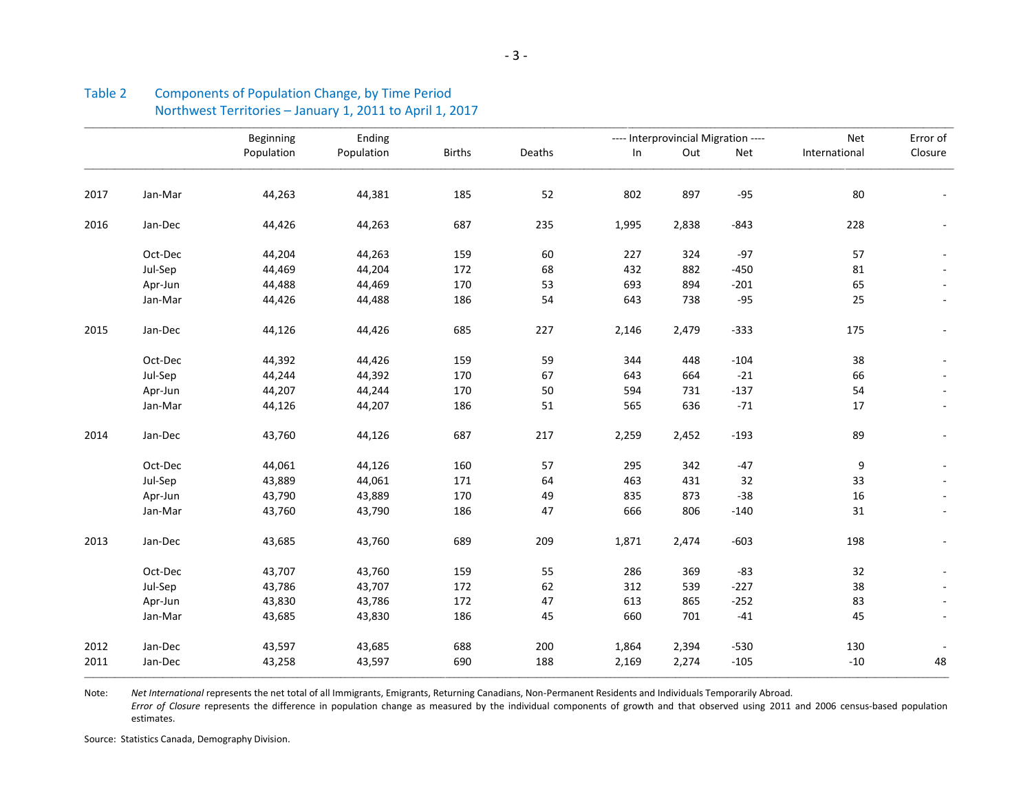## Table 2 Components of Population Change, by Time Period
## Northwest Territories – January 1, 2011 to April 1, 2017

| | | Beginning Population | Ending Population | Births | Deaths | ---- Interprovincial Migration ---- In | Out | Net | Net International | Error of Closure |
|---|---|---|---|---|---|---|---|---|---|---|
| 2017 | Jan-Mar | 44,263 | 44,381 | 185 | 52 | 802 | 897 | -95 | 80 | - |
| 2016 | Jan-Dec | 44,426 | 44,263 | 687 | 235 | 1,995 | 2,838 | -843 | 228 | - |
| | Oct-Dec | 44,204 | 44,263 | 159 | 60 | 227 | 324 | -97 | 57 | - |
| | Jul-Sep | 44,469 | 44,204 | 172 | 68 | 432 | 882 | -450 | 81 | - |
| | Apr-Jun | 44,488 | 44,469 | 170 | 53 | 693 | 894 | -201 | 65 | - |
| | Jan-Mar | 44,426 | 44,488 | 186 | 54 | 643 | 738 | -95 | 25 | - |
| 2015 | Jan-Dec | 44,126 | 44,426 | 685 | 227 | 2,146 | 2,479 | -333 | 175 | - |
| | Oct-Dec | 44,392 | 44,426 | 159 | 59 | 344 | 448 | -104 | 38 | - |
| | Jul-Sep | 44,244 | 44,392 | 170 | 67 | 643 | 664 | -21 | 66 | - |
| | Apr-Jun | 44,207 | 44,244 | 170 | 50 | 594 | 731 | -137 | 54 | - |
| | Jan-Mar | 44,126 | 44,207 | 186 | 51 | 565 | 636 | -71 | 17 | - |
| 2014 | Jan-Dec | 43,760 | 44,126 | 687 | 217 | 2,259 | 2,452 | -193 | 89 | - |
| | Oct-Dec | 44,061 | 44,126 | 160 | 57 | 295 | 342 | -47 | 9 | - |
| | Jul-Sep | 43,889 | 44,061 | 171 | 64 | 463 | 431 | 32 | 33 | - |
| | Apr-Jun | 43,790 | 43,889 | 170 | 49 | 835 | 873 | -38 | 16 | - |
| | Jan-Mar | 43,760 | 43,790 | 186 | 47 | 666 | 806 | -140 | 31 | - |
| 2013 | Jan-Dec | 43,685 | 43,760 | 689 | 209 | 1,871 | 2,474 | -603 | 198 | - |
| | Oct-Dec | 43,707 | 43,760 | 159 | 55 | 286 | 369 | -83 | 32 | - |
| | Jul-Sep | 43,786 | 43,707 | 172 | 62 | 312 | 539 | -227 | 38 | - |
| | Apr-Jun | 43,830 | 43,786 | 172 | 47 | 613 | 865 | -252 | 83 | - |
| | Jan-Mar | 43,685 | 43,830 | 186 | 45 | 660 | 701 | -41 | 45 | - |
| 2012 | Jan-Dec | 43,597 | 43,685 | 688 | 200 | 1,864 | 2,394 | -530 | 130 | - |
| 2011 | Jan-Dec | 43,258 | 43,597 | 690 | 188 | 2,169 | 2,274 | -105 | -10 | 48 |

Note: *Net International* represents the net total of all Immigrants, Emigrants, Returning Canadians, Non-Permanent Residents and Individuals Temporarily Abroad.
*Error of Closure* represents the difference in population change as measured by the individual components of growth and that observed using 2011 and 2006 census-based population estimates.

Source: Statistics Canada, Demography Division.